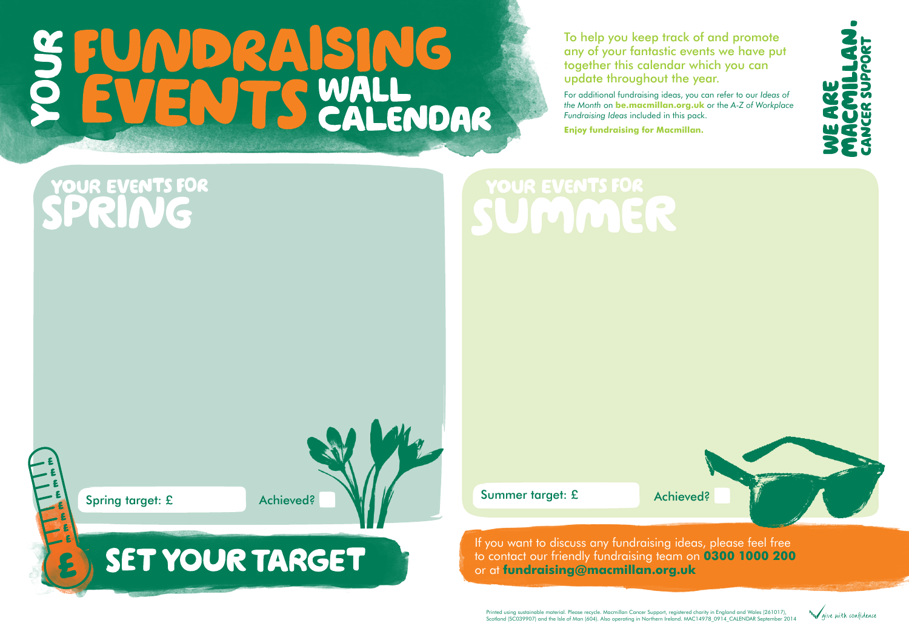# YOUR FUNDRAISING EVENTS WALL CALENDAR

To help you keep track of and promote any of your fantastic events we have put together this calendar which you can update throughout the year.

For additional fundraising ideas, you can refer to our *Ideas of the Month* on **be.macmillan.org.uk** or the *A-Z of Workplace Fundraising Ideas* included in this pack.

**Enjoy fundraising for Macmillan.**

WE ARE MACMILLAN. CANCER SUPPORT

## YOUR EVENTS FOR SPRING

Spring target: £

Achieved?

## YOUR EVENTS FOR SUMMER

Summer target: £

Achieved?

## SET YOUR TARGET

If you want to discuss any fundraising ideas, please feel free to contact our friendly fundraising team on **0300 1000 200** or at **fundraising@macmillan.org.uk**

Printed using sustainable material. Please recycle. Macmillan Cancer Support, registered charity in England and Wales (261017), Scotland (SC039907) and the Isle of Man (604). Also operating in Northern Ireland. MAC14978_0914_CALENDAR September 2014

give with confidence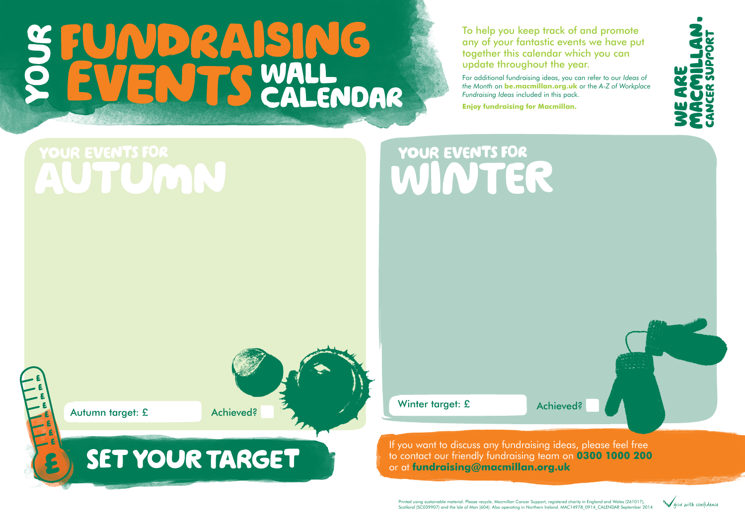# YOUR FUNDRAISING EVENTS WALL CALENDAR

To help you keep track of and promote any of your fantastic events we have put together this calendar which you can update throughout the year.

For additional fundraising ideas, you can refer to our *Ideas of the Month* on **be.macmillan.org.uk** or the *A-Z of Workplace Fundraising Ideas* included in this pack.

**Enjoy fundraising for Macmillan.**

WE ARE MACMILLAN. CANCER SUPPORT

## YOUR EVENTS FOR AUTUMN

Autumn target: £

Achieved?

## YOUR EVENTS FOR WINTER

Winter target: £

Achieved?

## SET YOUR TARGET

If you want to discuss any fundraising ideas, please feel free to contact our friendly fundraising team on **0300 1000 200** or at **fundraising@macmillan.org.uk**

Printed using sustainable material. Please recycle. Macmillan Cancer Support, registered charity in England and Wales (261017), Scotland (SC039907) and the Isle of Man (604). Also operating in Northern Ireland. MAC14978_0914_CALENDAR September 2014

give with confidence